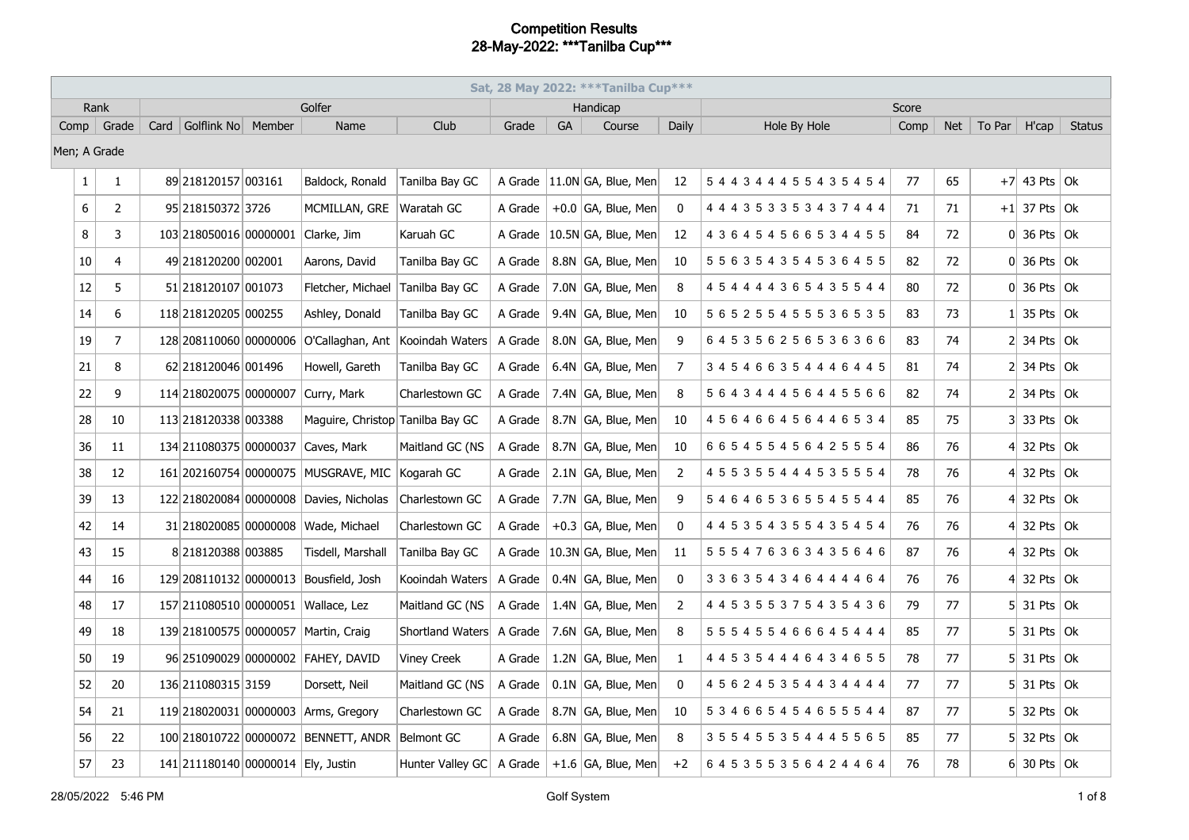# Competition Results

## 28-May-2022: ***Tanilba Cup***

| Sat, 28 May 2022: ***Tanilba Cup*** | | | | | | | | | | | | | | | | | | |
|---|---|---|---|---|---|---|---|---|---|---|---|---|---|---|---|---|---|---|
| Rank | | Golfer | | | | | Handicap | | | | Score | | | | | | |
| Comp | Grade | Card | Golflink No | Member | Name | Club | Grade | GA | Course | Daily | Hole By Hole | Comp | Net | To Par | H'cap | Status |
| Men; A Grade | | | | | | | | | | | | | | | | |
| 1 | 1 | 89 | 218120157 | 003161 | Baldock, Ronald | Tanilba Bay GC | A Grade | 11.0N | GA, Blue, Men | 12 | 5 4 4 3 4 4 4 5 5 4 3 5 4 5 4 | 77 | 65 | +7 | 43 Pts | Ok |
| 6 | 2 | 95 | 218150372 | 3726 | MCMILLAN, GRE | Waratah GC | A Grade | +0.0 | GA, Blue, Men | 0 | 4 4 4 3 5 3 3 5 3 4 3 7 4 4 4 | 71 | 71 | +1 | 37 Pts | Ok |
| 8 | 3 | 103 | 218050016 | 00000001 | Clarke, Jim | Karuah GC | A Grade | 10.5N | GA, Blue, Men | 12 | 4 3 6 4 5 4 5 6 6 5 3 4 4 5 5 | 84 | 72 | 0 | 36 Pts | Ok |
| 10 | 4 | 49 | 218120200 | 002001 | Aarons, David | Tanilba Bay GC | A Grade | 8.8N | GA, Blue, Men | 10 | 5 5 6 3 5 4 3 5 4 5 3 6 4 5 5 | 82 | 72 | 0 | 36 Pts | Ok |
| 12 | 5 | 51 | 218120107 | 001073 | Fletcher, Michael | Tanilba Bay GC | A Grade | 7.0N | GA, Blue, Men | 8 | 4 5 4 4 4 4 3 6 5 4 3 5 5 4 4 | 80 | 72 | 0 | 36 Pts | Ok |
| 14 | 6 | 118 | 218120205 | 000255 | Ashley, Donald | Tanilba Bay GC | A Grade | 9.4N | GA, Blue, Men | 10 | 5 6 5 2 5 5 4 5 5 5 3 6 5 3 5 | 83 | 73 | 1 | 35 Pts | Ok |
| 19 | 7 | 128 | 208110060 | 00000006 | O'Callaghan, Ant | Kooindah Waters | A Grade | 8.0N | GA, Blue, Men | 9 | 6 4 5 3 5 6 2 5 6 5 3 6 3 6 6 | 83 | 74 | 2 | 34 Pts | Ok |
| 21 | 8 | 62 | 218120046 | 001496 | Howell, Gareth | Tanilba Bay GC | A Grade | 6.4N | GA, Blue, Men | 7 | 3 4 5 4 6 6 3 5 4 4 4 6 4 4 5 | 81 | 74 | 2 | 34 Pts | Ok |
| 22 | 9 | 114 | 218020075 | 00000007 | Curry, Mark | Charlestown GC | A Grade | 7.4N | GA, Blue, Men | 8 | 5 6 4 3 4 4 4 5 6 4 4 5 5 6 6 | 82 | 74 | 2 | 34 Pts | Ok |
| 28 | 10 | 113 | 218120338 | 003388 | Maguire, Christop | Tanilba Bay GC | A Grade | 8.7N | GA, Blue, Men | 10 | 4 5 6 4 6 6 4 5 6 4 4 6 5 3 4 | 85 | 75 | 3 | 33 Pts | Ok |
| 36 | 11 | 134 | 211080375 | 00000037 | Caves, Mark | Maitland GC (NS | A Grade | 8.7N | GA, Blue, Men | 10 | 6 6 5 4 5 5 4 5 6 4 2 5 5 5 4 | 86 | 76 | 4 | 32 Pts | Ok |
| 38 | 12 | 161 | 202160754 | 00000075 | MUSGRAVE, MIC | Kogarah GC | A Grade | 2.1N | GA, Blue, Men | 2 | 4 5 5 3 5 5 4 4 4 5 3 5 5 5 4 | 78 | 76 | 4 | 32 Pts | Ok |
| 39 | 13 | 122 | 218020084 | 00000008 | Davies, Nicholas | Charlestown GC | A Grade | 7.7N | GA, Blue, Men | 9 | 5 4 6 4 6 5 3 6 5 5 4 5 5 4 4 | 85 | 76 | 4 | 32 Pts | Ok |
| 42 | 14 | 31 | 218020085 | 00000008 | Wade, Michael | Charlestown GC | A Grade | +0.3 | GA, Blue, Men | 0 | 4 4 5 3 5 4 3 5 5 4 3 5 4 5 4 | 76 | 76 | 4 | 32 Pts | Ok |
| 43 | 15 | 8 | 218120388 | 003885 | Tisdell, Marshall | Tanilba Bay GC | A Grade | 10.3N | GA, Blue, Men | 11 | 5 5 5 4 7 6 3 6 3 4 3 5 6 4 6 | 87 | 76 | 4 | 32 Pts | Ok |
| 44 | 16 | 129 | 208110132 | 00000013 | Bousfield, Josh | Kooindah Waters | A Grade | 0.4N | GA, Blue, Men | 0 | 3 3 6 3 5 4 3 4 6 4 4 4 4 6 4 | 76 | 76 | 4 | 32 Pts | Ok |
| 48 | 17 | 157 | 211080510 | 00000051 | Wallace, Lez | Maitland GC (NS | A Grade | 1.4N | GA, Blue, Men | 2 | 4 4 5 3 5 5 3 7 5 4 3 5 4 3 6 | 79 | 77 | 5 | 31 Pts | Ok |
| 49 | 18 | 139 | 218100575 | 00000057 | Martin, Craig | Shortland Waters | A Grade | 7.6N | GA, Blue, Men | 8 | 5 5 5 4 5 5 4 6 6 6 4 5 4 4 4 | 85 | 77 | 5 | 31 Pts | Ok |
| 50 | 19 | 96 | 251090029 | 00000002 | FAHEY, DAVID | Viney Creek | A Grade | 1.2N | GA, Blue, Men | 1 | 4 4 5 3 5 4 4 4 6 4 3 4 6 5 5 | 78 | 77 | 5 | 31 Pts | Ok |
| 52 | 20 | 136 | 211080315 | 3159 | Dorsett, Neil | Maitland GC (NS | A Grade | 0.1N | GA, Blue, Men | 0 | 4 5 6 2 4 5 3 5 4 4 3 4 4 4 4 | 77 | 77 | 5 | 31 Pts | Ok |
| 54 | 21 | 119 | 218020031 | 00000003 | Arms, Gregory | Charlestown GC | A Grade | 8.7N | GA, Blue, Men | 10 | 5 3 4 6 6 5 4 5 4 6 5 5 5 4 4 | 87 | 77 | 5 | 32 Pts | Ok |
| 56 | 22 | 100 | 218010722 | 00000072 | BENNETT, ANDR | Belmont GC | A Grade | 6.8N | GA, Blue, Men | 8 | 3 5 5 4 5 5 3 5 4 4 4 5 5 6 5 | 85 | 77 | 5 | 32 Pts | Ok |
| 57 | 23 | 141 | 211180140 | 00000014 | Ely, Justin | Hunter Valley GC | A Grade | +1.6 | GA, Blue, Men | +2 | 6 4 5 3 5 5 3 5 6 4 2 4 4 6 4 | 76 | 78 | 6 | 30 Pts | Ok |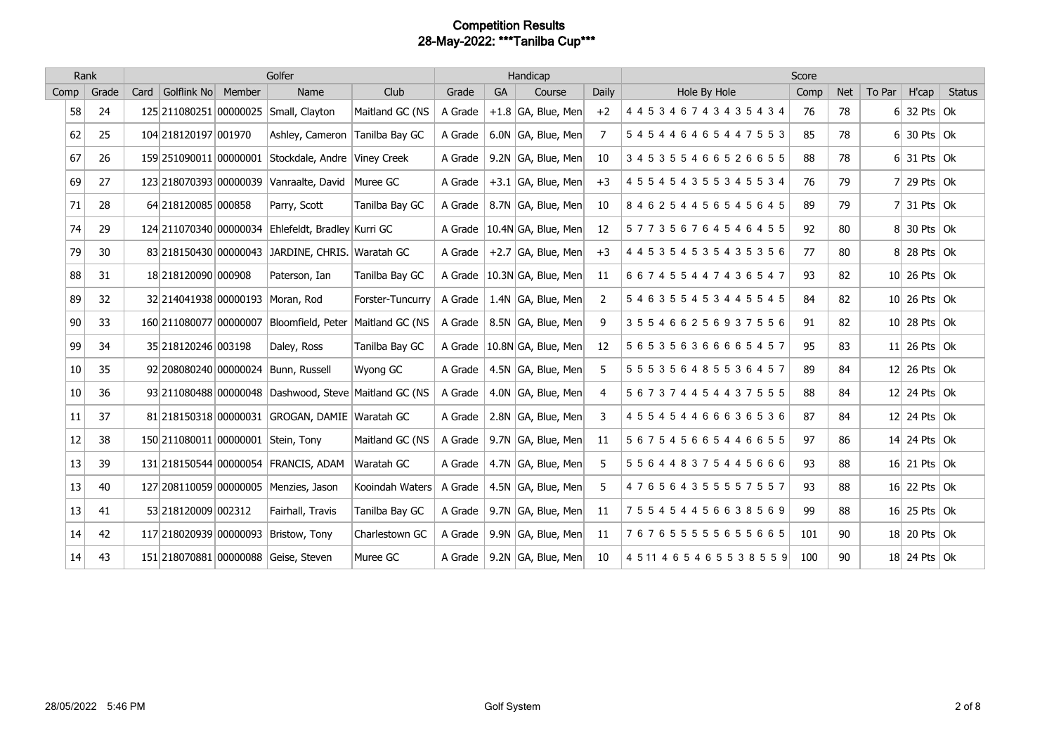# Competition Results

## 28-May-2022: ***Tanilba Cup***

| Rank | | Golfer | | | | | Handicap | | | | Score | | | | | |
|---|---|---|---|---|---|---|---|---|---|---|---|---|---|---|---|---|
| Comp | Grade | Card | Golflink No | Member | Name | Club | Grade | GA | Course | Daily | Hole By Hole | Comp | Net | To Par | H'cap | Status |
| 58 | 24 | 125 | 211080251 | 00000025 | Small, Clayton | Maitland GC (NS | A Grade | +1.8 | GA, Blue, Men | +2 | 4 4 5 3 4 6 7 4 3 4 3 5 4 3 4 | 76 | 78 | 6 | 32 Pts | Ok |
| 62 | 25 | 104 | 218120197 | 001970 | Ashley, Cameron | Tanilba Bay GC | A Grade | 6.0N | GA, Blue, Men | 7 | 5 4 5 4 4 6 4 6 5 4 4 7 5 5 3 | 85 | 78 | 6 | 30 Pts | Ok |
| 67 | 26 | 159 | 251090011 | 00000001 | Stockdale, Andre | Viney Creek | A Grade | 9.2N | GA, Blue, Men | 10 | 3 4 5 3 5 5 4 6 6 5 2 6 6 5 5 | 88 | 78 | 6 | 31 Pts | Ok |
| 69 | 27 | 123 | 218070393 | 00000039 | Vanraalte, David | Muree GC | A Grade | +3.1 | GA, Blue, Men | +3 | 4 5 5 4 5 4 3 5 5 3 4 5 5 3 4 | 76 | 79 | 7 | 29 Pts | Ok |
| 71 | 28 | 64 | 218120085 | 000858 | Parry, Scott | Tanilba Bay GC | A Grade | 8.7N | GA, Blue, Men | 10 | 8 4 6 2 5 4 4 5 6 5 4 5 6 4 5 | 89 | 79 | 7 | 31 Pts | Ok |
| 74 | 29 | 124 | 211070340 | 00000034 | Ehlefeldt, Bradley | Kurri GC | A Grade | 10.4N | GA, Blue, Men | 12 | 5 7 7 3 5 6 7 6 4 5 4 6 4 5 5 | 92 | 80 | 8 | 30 Pts | Ok |
| 79 | 30 | 83 | 218150430 | 00000043 | JARDINE, CHRIS. | Waratah GC | A Grade | +2.7 | GA, Blue, Men | +3 | 4 4 5 3 5 4 5 3 5 4 3 5 3 5 6 | 77 | 80 | 8 | 28 Pts | Ok |
| 88 | 31 | 18 | 218120090 | 000908 | Paterson, Ian | Tanilba Bay GC | A Grade | 10.3N | GA, Blue, Men | 11 | 6 6 7 4 5 5 4 4 7 4 3 6 5 4 7 | 93 | 82 | 10 | 26 Pts | Ok |
| 89 | 32 | 32 | 214041938 | 00000193 | Moran, Rod | Forster-Tuncurry | A Grade | 1.4N | GA, Blue, Men | 2 | 5 4 6 3 5 5 4 5 3 4 4 5 5 4 5 | 84 | 82 | 10 | 26 Pts | Ok |
| 90 | 33 | 160 | 211080077 | 00000007 | Bloomfield, Peter | Maitland GC (NS | A Grade | 8.5N | GA, Blue, Men | 9 | 3 5 5 4 6 6 2 5 6 9 3 7 5 5 6 | 91 | 82 | 10 | 28 Pts | Ok |
| 99 | 34 | 35 | 218120246 | 003198 | Daley, Ross | Tanilba Bay GC | A Grade | 10.8N | GA, Blue, Men | 12 | 5 6 5 3 5 6 3 6 6 6 6 5 4 5 7 | 95 | 83 | 11 | 26 Pts | Ok |
| 10 | 35 | 92 | 208080240 | 00000024 | Bunn, Russell | Wyong GC | A Grade | 4.5N | GA, Blue, Men | 5 | 5 5 5 3 5 6 4 8 5 5 3 6 4 5 7 | 89 | 84 | 12 | 26 Pts | Ok |
| 10 | 36 | 93 | 211080488 | 00000048 | Dashwood, Steve | Maitland GC (NS | A Grade | 4.0N | GA, Blue, Men | 4 | 5 6 7 3 7 4 4 5 4 4 3 7 5 5 5 | 88 | 84 | 12 | 24 Pts | Ok |
| 11 | 37 | 81 | 218150318 | 00000031 | GROGAN, DAMIE | Waratah GC | A Grade | 2.8N | GA, Blue, Men | 3 | 4 5 5 4 5 4 4 6 6 6 3 6 5 3 6 | 87 | 84 | 12 | 24 Pts | Ok |
| 12 | 38 | 150 | 211080011 | 00000001 | Stein, Tony | Maitland GC (NS | A Grade | 9.7N | GA, Blue, Men | 11 | 5 6 7 5 4 5 6 6 5 4 4 6 6 5 5 | 97 | 86 | 14 | 24 Pts | Ok |
| 13 | 39 | 131 | 218150544 | 00000054 | FRANCIS, ADAM | Waratah GC | A Grade | 4.7N | GA, Blue, Men | 5 | 5 5 6 4 4 8 3 7 5 4 4 5 6 6 6 | 93 | 88 | 16 | 21 Pts | Ok |
| 13 | 40 | 127 | 208110059 | 00000005 | Menzies, Jason | Kooindah Waters | A Grade | 4.5N | GA, Blue, Men | 5 | 4 7 6 5 6 4 3 5 5 5 5 7 5 5 7 | 93 | 88 | 16 | 22 Pts | Ok |
| 13 | 41 | 53 | 218120009 | 002312 | Fairhall, Travis | Tanilba Bay GC | A Grade | 9.7N | GA, Blue, Men | 11 | 7 5 5 4 5 4 4 5 6 6 3 8 5 6 9 | 99 | 88 | 16 | 25 Pts | Ok |
| 14 | 42 | 117 | 218020939 | 00000093 | Bristow, Tony | Charlestown GC | A Grade | 9.9N | GA, Blue, Men | 11 | 7 6 7 6 5 5 5 5 5 6 5 5 6 6 5 | 101 | 90 | 18 | 20 Pts | Ok |
| 14 | 43 | 151 | 218070881 | 00000088 | Geise, Steven | Muree GC | A Grade | 9.2N | GA, Blue, Men | 10 | 4 5 11 4 6 5 4 6 5 5 3 8 5 5 9 | 100 | 90 | 18 | 24 Pts | Ok |

28/05/2022 5:46 PM — Golf System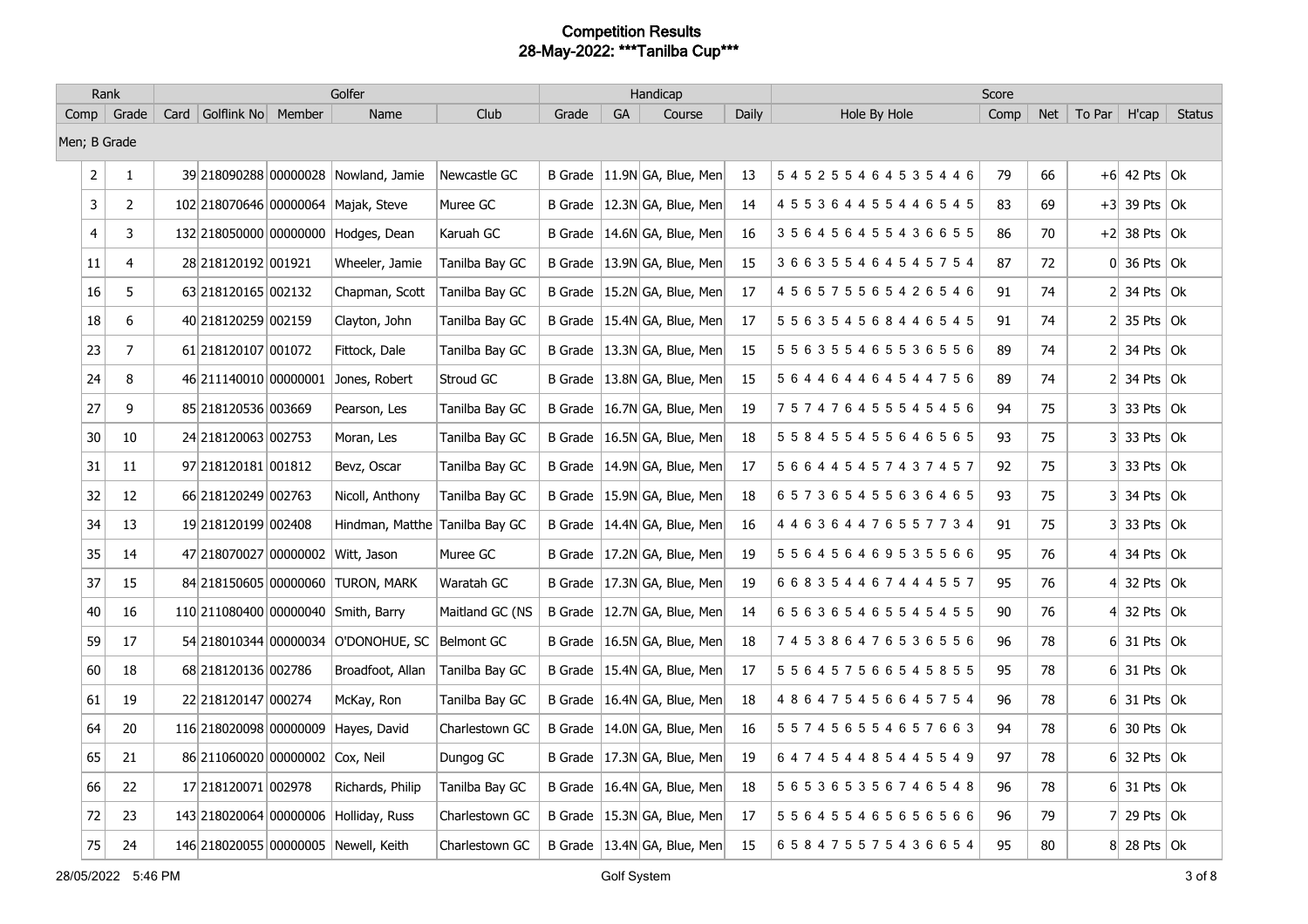# Competition Results

## 28-May-2022: ***Tanilba Cup***

| Rank | | Golfer | | | | | Handicap | | | | Score | | | | | |
|---|---|---|---|---|---|---|---|---|---|---|---|---|---|---|---|---|
| Comp | Grade | Card | Golflink No | Member | Name | Club | Grade | GA | Course | Daily | Hole By Hole | Comp | Net | To Par | H'cap | Status |
| Men; B Grade | | | | | | | | | | | | | | | | |
| 2 | 1 | 39 | 218090288 | 00000028 | Nowland, Jamie | Newcastle GC | B Grade | 11.9N | GA, Blue, Men | 13 | 5 4 5 2 5 5 4 6 4 5 3 5 4 4 6 | 79 | 66 | +6 | 42 Pts | Ok |
| 3 | 2 | 102 | 218070646 | 00000064 | Majak, Steve | Muree GC | B Grade | 12.3N | GA, Blue, Men | 14 | 4 5 5 3 6 4 4 5 5 4 4 6 5 4 5 | 83 | 69 | +3 | 39 Pts | Ok |
| 4 | 3 | 132 | 218050000 | 00000000 | Hodges, Dean | Karuah GC | B Grade | 14.6N | GA, Blue, Men | 16 | 3 5 6 4 5 6 4 5 5 4 3 6 6 5 5 | 86 | 70 | +2 | 38 Pts | Ok |
| 11 | 4 | 28 | 218120192 | 001921 | Wheeler, Jamie | Tanilba Bay GC | B Grade | 13.9N | GA, Blue, Men | 15 | 3 6 6 3 5 5 4 6 4 5 4 5 7 5 4 | 87 | 72 | 0 | 36 Pts | Ok |
| 16 | 5 | 63 | 218120165 | 002132 | Chapman, Scott | Tanilba Bay GC | B Grade | 15.2N | GA, Blue, Men | 17 | 4 5 6 5 7 5 5 6 5 4 2 6 5 4 6 | 91 | 74 | 2 | 34 Pts | Ok |
| 18 | 6 | 40 | 218120259 | 002159 | Clayton, John | Tanilba Bay GC | B Grade | 15.4N | GA, Blue, Men | 17 | 5 5 6 3 5 4 5 6 8 4 4 6 5 4 5 | 91 | 74 | 2 | 35 Pts | Ok |
| 23 | 7 | 61 | 218120107 | 001072 | Fittock, Dale | Tanilba Bay GC | B Grade | 13.3N | GA, Blue, Men | 15 | 5 5 6 3 5 5 4 6 5 5 3 6 5 5 6 | 89 | 74 | 2 | 34 Pts | Ok |
| 24 | 8 | 46 | 211140010 | 00000001 | Jones, Robert | Stroud GC | B Grade | 13.8N | GA, Blue, Men | 15 | 5 6 4 4 6 4 4 6 4 5 4 4 7 5 6 | 89 | 74 | 2 | 34 Pts | Ok |
| 27 | 9 | 85 | 218120536 | 003669 | Pearson, Les | Tanilba Bay GC | B Grade | 16.7N | GA, Blue, Men | 19 | 7 5 7 4 7 6 4 5 5 5 4 5 4 5 6 | 94 | 75 | 3 | 33 Pts | Ok |
| 30 | 10 | 24 | 218120063 | 002753 | Moran, Les | Tanilba Bay GC | B Grade | 16.5N | GA, Blue, Men | 18 | 5 5 8 4 5 5 4 5 5 6 4 6 5 6 5 | 93 | 75 | 3 | 33 Pts | Ok |
| 31 | 11 | 97 | 218120181 | 001812 | Bevz, Oscar | Tanilba Bay GC | B Grade | 14.9N | GA, Blue, Men | 17 | 5 6 6 4 4 5 4 5 7 4 3 7 4 5 7 | 92 | 75 | 3 | 33 Pts | Ok |
| 32 | 12 | 66 | 218120249 | 002763 | Nicoll, Anthony | Tanilba Bay GC | B Grade | 15.9N | GA, Blue, Men | 18 | 6 5 7 3 6 5 4 5 5 6 3 6 4 6 5 | 93 | 75 | 3 | 34 Pts | Ok |
| 34 | 13 | 19 | 218120199 | 002408 | Hindman, Matthe | Tanilba Bay GC | B Grade | 14.4N | GA, Blue, Men | 16 | 4 4 6 3 6 4 4 7 6 5 5 7 7 3 4 | 91 | 75 | 3 | 33 Pts | Ok |
| 35 | 14 | 47 | 218070027 | 00000002 | Witt, Jason | Muree GC | B Grade | 17.2N | GA, Blue, Men | 19 | 5 5 6 4 5 6 4 6 9 5 3 5 5 6 6 | 95 | 76 | 4 | 34 Pts | Ok |
| 37 | 15 | 84 | 218150605 | 00000060 | TURON, MARK | Waratah GC | B Grade | 17.3N | GA, Blue, Men | 19 | 6 6 8 3 5 4 4 6 7 4 4 4 5 5 7 | 95 | 76 | 4 | 32 Pts | Ok |
| 40 | 16 | 110 | 211080400 | 00000040 | Smith, Barry | Maitland GC (NS | B Grade | 12.7N | GA, Blue, Men | 14 | 6 5 6 3 6 5 4 6 5 5 4 5 4 5 5 | 90 | 76 | 4 | 32 Pts | Ok |
| 59 | 17 | 54 | 218010344 | 00000034 | O'DONOHUE, SC | Belmont GC | B Grade | 16.5N | GA, Blue, Men | 18 | 7 4 5 3 8 6 4 7 6 5 3 6 5 5 6 | 96 | 78 | 6 | 31 Pts | Ok |
| 60 | 18 | 68 | 218120136 | 002786 | Broadfoot, Allan | Tanilba Bay GC | B Grade | 15.4N | GA, Blue, Men | 17 | 5 5 6 4 5 7 5 6 6 5 4 5 8 5 5 | 95 | 78 | 6 | 31 Pts | Ok |
| 61 | 19 | 22 | 218120147 | 000274 | McKay, Ron | Tanilba Bay GC | B Grade | 16.4N | GA, Blue, Men | 18 | 4 8 6 4 7 5 4 5 6 6 4 5 7 5 4 | 96 | 78 | 6 | 31 Pts | Ok |
| 64 | 20 | 116 | 218020098 | 00000009 | Hayes, David | Charlestown GC | B Grade | 14.0N | GA, Blue, Men | 16 | 5 5 7 4 5 6 5 5 4 6 5 7 6 6 3 | 94 | 78 | 6 | 30 Pts | Ok |
| 65 | 21 | 86 | 211060020 | 00000002 | Cox, Neil | Dungog GC | B Grade | 17.3N | GA, Blue, Men | 19 | 6 4 7 4 5 4 4 8 5 4 4 5 5 4 9 | 97 | 78 | 6 | 32 Pts | Ok |
| 66 | 22 | 17 | 218120071 | 002978 | Richards, Philip | Tanilba Bay GC | B Grade | 16.4N | GA, Blue, Men | 18 | 5 6 5 3 6 5 3 5 6 7 4 6 5 4 8 | 96 | 78 | 6 | 31 Pts | Ok |
| 72 | 23 | 143 | 218020064 | 00000006 | Holliday, Russ | Charlestown GC | B Grade | 15.3N | GA, Blue, Men | 17 | 5 5 6 4 5 5 4 6 5 6 5 6 5 6 6 | 96 | 79 | 7 | 29 Pts | Ok |
| 75 | 24 | 146 | 218020055 | 00000005 | Newell, Keith | Charlestown GC | B Grade | 13.4N | GA, Blue, Men | 15 | 6 5 8 4 7 5 5 7 5 4 3 6 6 5 4 | 95 | 80 | 8 | 28 Pts | Ok |

28/05/2022 5:46 PM Golf System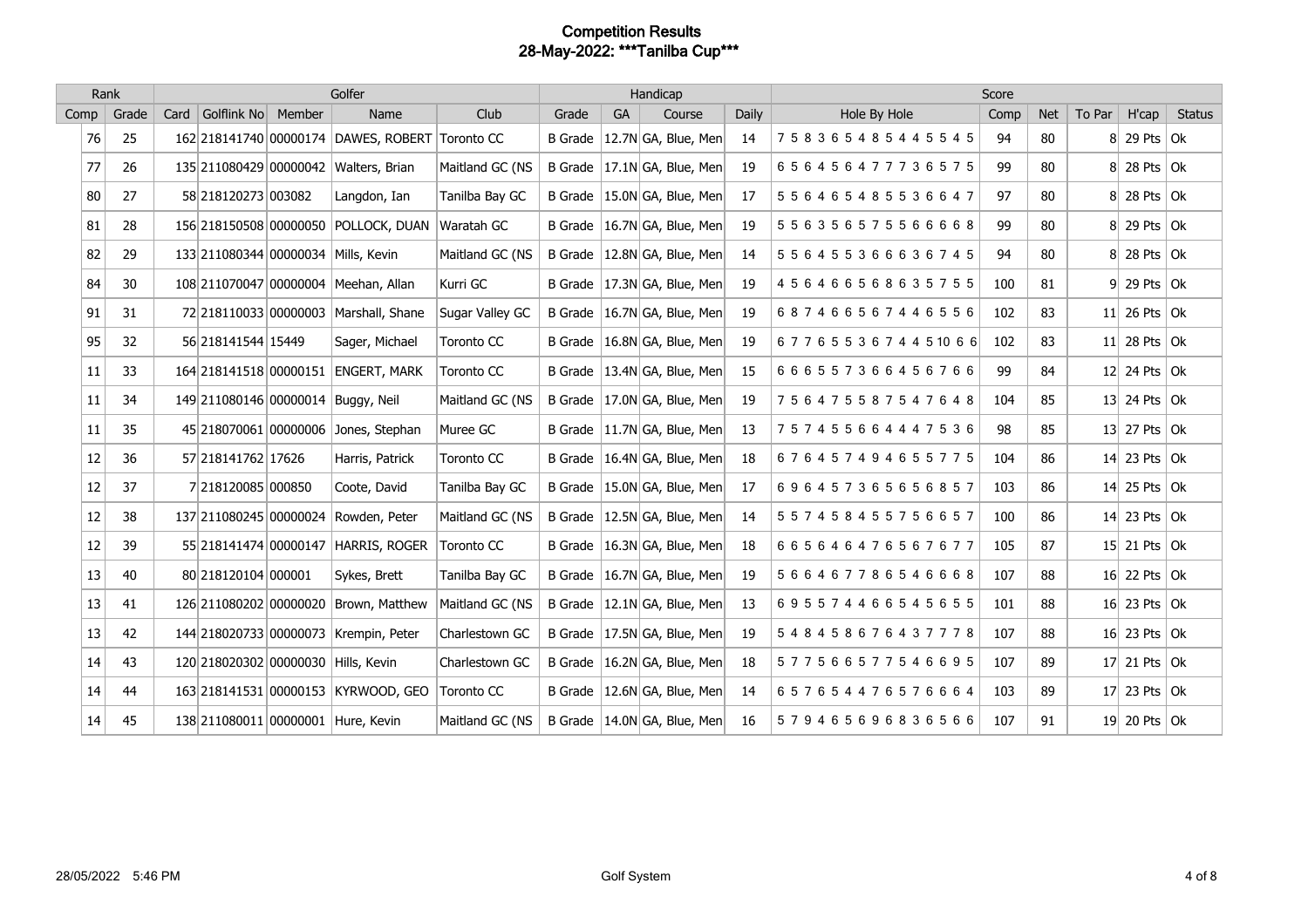# Competition Results
## 28-May-2022: ***Tanilba Cup***

| Rank | | Golfer | | | | | Handicap | | | | Score | | | | | |
|---|---|---|---|---|---|---|---|---|---|---|---|---|---|---|---|---|
| Comp | Grade | Card | Golflink No | Member | Name | Club | Grade | GA | Course | Daily | Hole By Hole | Comp | Net | To Par | H'cap | Status |
| 76 | 25 | 162 | 218141740 | 00000174 | DAWES, ROBERT | Toronto CC | B Grade | 12.7N | GA, Blue, Men | 14 | 7 5 8 3 6 5 4 8 5 4 4 5 5 4 5 | 94 | 80 | 8 | 29 Pts | Ok |
| 77 | 26 | 135 | 211080429 | 00000042 | Walters, Brian | Maitland GC (NS | B Grade | 17.1N | GA, Blue, Men | 19 | 6 5 6 4 5 6 4 7 7 7 3 6 5 7 5 | 99 | 80 | 8 | 28 Pts | Ok |
| 80 | 27 | 58 | 218120273 | 003082 | Langdon, Ian | Tanilba Bay GC | B Grade | 15.0N | GA, Blue, Men | 17 | 5 5 6 4 6 5 4 8 5 5 3 6 6 4 7 | 97 | 80 | 8 | 28 Pts | Ok |
| 81 | 28 | 156 | 218150508 | 00000050 | POLLOCK, DUAN | Waratah GC | B Grade | 16.7N | GA, Blue, Men | 19 | 5 5 6 3 5 6 5 7 5 5 6 6 6 6 8 | 99 | 80 | 8 | 29 Pts | Ok |
| 82 | 29 | 133 | 211080344 | 00000034 | Mills, Kevin | Maitland GC (NS | B Grade | 12.8N | GA, Blue, Men | 14 | 5 5 6 4 5 5 3 6 6 6 3 6 7 4 5 | 94 | 80 | 8 | 28 Pts | Ok |
| 84 | 30 | 108 | 211070047 | 00000004 | Meehan, Allan | Kurri GC | B Grade | 17.3N | GA, Blue, Men | 19 | 4 5 6 4 6 6 5 6 8 6 3 5 7 5 5 | 100 | 81 | 9 | 29 Pts | Ok |
| 91 | 31 | 72 | 218110033 | 00000003 | Marshall, Shane | Sugar Valley GC | B Grade | 16.7N | GA, Blue, Men | 19 | 6 8 7 4 6 6 5 6 7 4 4 6 5 5 6 | 102 | 83 | 11 | 26 Pts | Ok |
| 95 | 32 | 56 | 218141544 | 15449 | Sager, Michael | Toronto CC | B Grade | 16.8N | GA, Blue, Men | 19 | 6 7 7 6 5 5 3 6 7 4 4 5 10 6 6 | 102 | 83 | 11 | 28 Pts | Ok |
| 11 | 33 | 164 | 218141518 | 00000151 | ENGERT, MARK | Toronto CC | B Grade | 13.4N | GA, Blue, Men | 15 | 6 6 6 5 5 7 3 6 6 4 5 6 7 6 6 | 99 | 84 | 12 | 24 Pts | Ok |
| 11 | 34 | 149 | 211080146 | 00000014 | Buggy, Neil | Maitland GC (NS | B Grade | 17.0N | GA, Blue, Men | 19 | 7 5 6 4 7 5 5 8 7 5 4 7 6 4 8 | 104 | 85 | 13 | 24 Pts | Ok |
| 11 | 35 | 45 | 218070061 | 00000006 | Jones, Stephan | Muree GC | B Grade | 11.7N | GA, Blue, Men | 13 | 7 5 7 4 5 5 6 6 4 4 4 7 5 3 6 | 98 | 85 | 13 | 27 Pts | Ok |
| 12 | 36 | 57 | 218141762 | 17626 | Harris, Patrick | Toronto CC | B Grade | 16.4N | GA, Blue, Men | 18 | 6 7 6 4 5 7 4 9 4 6 5 5 7 7 5 | 104 | 86 | 14 | 23 Pts | Ok |
| 12 | 37 | 7 | 218120085 | 000850 | Coote, David | Tanilba Bay GC | B Grade | 15.0N | GA, Blue, Men | 17 | 6 9 6 4 5 7 3 6 5 6 5 6 8 5 7 | 103 | 86 | 14 | 25 Pts | Ok |
| 12 | 38 | 137 | 211080245 | 00000024 | Rowden, Peter | Maitland GC (NS | B Grade | 12.5N | GA, Blue, Men | 14 | 5 5 7 4 5 8 4 5 5 7 5 6 6 5 7 | 100 | 86 | 14 | 23 Pts | Ok |
| 12 | 39 | 55 | 218141474 | 00000147 | HARRIS, ROGER | Toronto CC | B Grade | 16.3N | GA, Blue, Men | 18 | 6 6 5 6 4 6 4 7 6 5 6 7 6 7 7 | 105 | 87 | 15 | 21 Pts | Ok |
| 13 | 40 | 80 | 218120104 | 000001 | Sykes, Brett | Tanilba Bay GC | B Grade | 16.7N | GA, Blue, Men | 19 | 5 6 6 4 6 7 7 8 6 5 4 6 6 6 8 | 107 | 88 | 16 | 22 Pts | Ok |
| 13 | 41 | 126 | 211080202 | 00000020 | Brown, Matthew | Maitland GC (NS | B Grade | 12.1N | GA, Blue, Men | 13 | 6 9 5 5 7 4 4 6 6 5 4 5 6 5 5 | 101 | 88 | 16 | 23 Pts | Ok |
| 13 | 42 | 144 | 218020733 | 00000073 | Krempin, Peter | Charlestown GC | B Grade | 17.5N | GA, Blue, Men | 19 | 5 4 8 4 5 8 6 7 6 4 3 7 7 7 8 | 107 | 88 | 16 | 23 Pts | Ok |
| 14 | 43 | 120 | 218020302 | 00000030 | Hills, Kevin | Charlestown GC | B Grade | 16.2N | GA, Blue, Men | 18 | 5 7 7 5 6 6 5 7 7 5 4 6 6 9 5 | 107 | 89 | 17 | 21 Pts | Ok |
| 14 | 44 | 163 | 218141531 | 00000153 | KYRWOOD, GEO | Toronto CC | B Grade | 12.6N | GA, Blue, Men | 14 | 6 5 7 6 5 4 4 7 6 5 7 6 6 6 4 | 103 | 89 | 17 | 23 Pts | Ok |
| 14 | 45 | 138 | 211080011 | 00000001 | Hure, Kevin | Maitland GC (NS | B Grade | 14.0N | GA, Blue, Men | 16 | 5 7 9 4 6 5 6 9 6 8 3 6 5 6 6 | 107 | 91 | 19 | 20 Pts | Ok |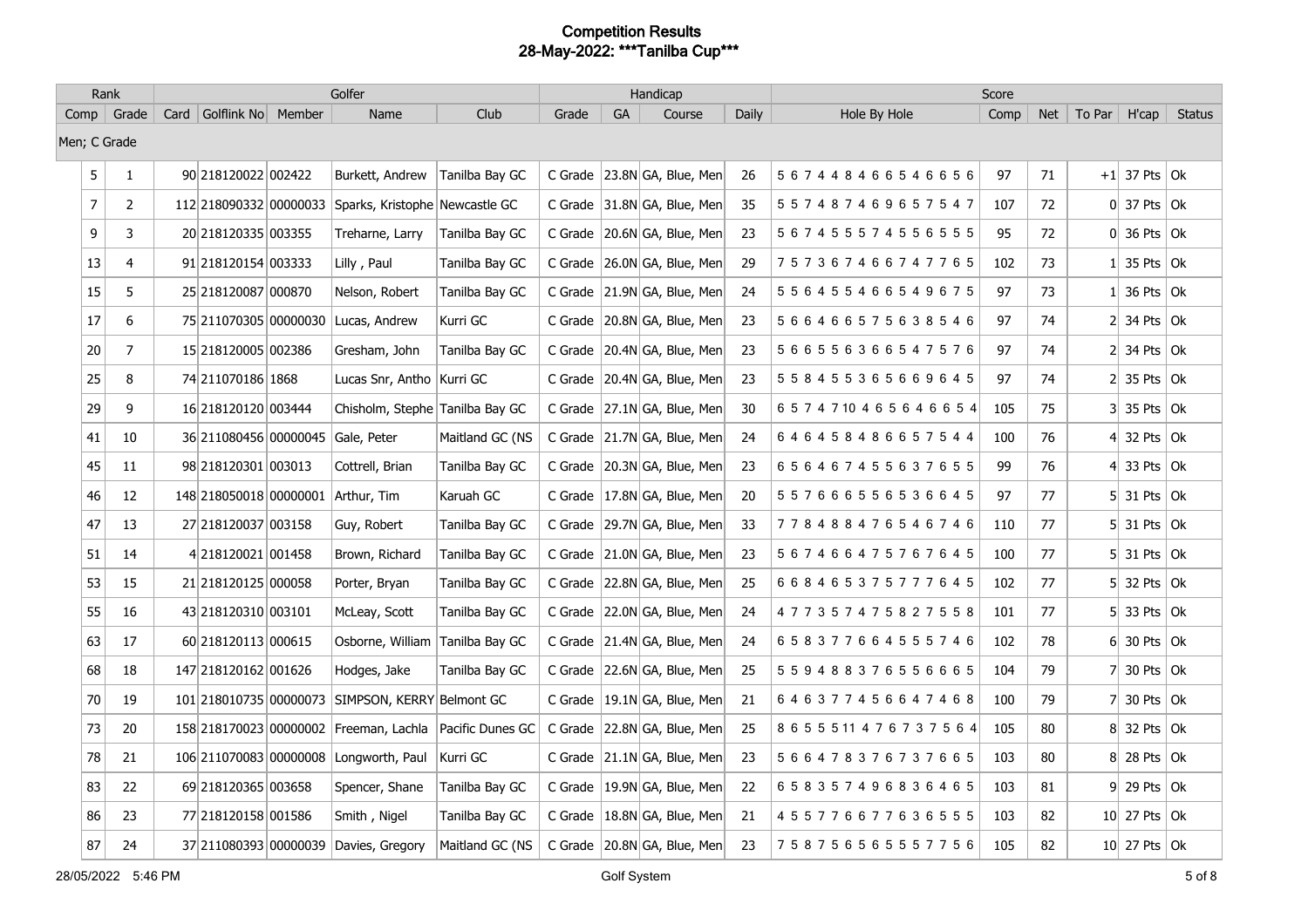# Competition Results
## 28-May-2022: ***Tanilba Cup***

| Rank | | Golfer | | | | | Handicap | | | | Score | | | | | |
|---|---|---|---|---|---|---|---|---|---|---|---|---|---|---|---|---|
| Comp | Grade | Card | Golflink No | Member | Name | Club | Grade | GA | Course | Daily | Hole By Hole | Comp | Net | To Par | H'cap | Status |
| Men; C Grade | | | | | | | | | | | | | | | | |
| 5 | 1 | 90 | 218120022 | 002422 | Burkett, Andrew | Tanilba Bay GC | C Grade | 23.8N | GA, Blue, Men | 26 | 5 6 7 4 4 8 4 6 6 5 4 6 6 5 6 | 97 | 71 | +1 | 37 Pts | Ok |
| 7 | 2 | 112 | 218090332 | 00000033 | Sparks, Kristophe | Newcastle GC | C Grade | 31.8N | GA, Blue, Men | 35 | 5 5 7 4 8 7 4 6 9 6 5 7 5 4 7 | 107 | 72 | 0 | 37 Pts | Ok |
| 9 | 3 | 20 | 218120335 | 003355 | Treharne, Larry | Tanilba Bay GC | C Grade | 20.6N | GA, Blue, Men | 23 | 5 6 7 4 5 5 5 7 4 5 5 6 5 5 5 | 95 | 72 | 0 | 36 Pts | Ok |
| 13 | 4 | 91 | 218120154 | 003333 | Lilly , Paul | Tanilba Bay GC | C Grade | 26.0N | GA, Blue, Men | 29 | 7 5 7 3 6 7 4 6 6 7 4 7 7 6 5 | 102 | 73 | 1 | 35 Pts | Ok |
| 15 | 5 | 25 | 218120087 | 000870 | Nelson, Robert | Tanilba Bay GC | C Grade | 21.9N | GA, Blue, Men | 24 | 5 5 6 4 5 5 4 6 6 5 4 9 6 7 5 | 97 | 73 | 1 | 36 Pts | Ok |
| 17 | 6 | 75 | 211070305 | 00000030 | Lucas, Andrew | Kurri GC | C Grade | 20.8N | GA, Blue, Men | 23 | 5 6 6 4 6 6 5 7 5 6 3 8 5 4 6 | 97 | 74 | 2 | 34 Pts | Ok |
| 20 | 7 | 15 | 218120005 | 002386 | Gresham, John | Tanilba Bay GC | C Grade | 20.4N | GA, Blue, Men | 23 | 5 6 6 5 5 6 3 6 6 5 4 7 5 7 6 | 97 | 74 | 2 | 34 Pts | Ok |
| 25 | 8 | 74 | 211070186 | 1868 | Lucas Snr, Antho | Kurri GC | C Grade | 20.4N | GA, Blue, Men | 23 | 5 5 8 4 5 5 3 6 5 6 6 9 6 4 5 | 97 | 74 | 2 | 35 Pts | Ok |
| 29 | 9 | 16 | 218120120 | 003444 | Chisholm, Stephe | Tanilba Bay GC | C Grade | 27.1N | GA, Blue, Men | 30 | 6 5 7 4 7 10 4 6 5 6 4 6 6 5 4 | 105 | 75 | 3 | 35 Pts | Ok |
| 41 | 10 | 36 | 211080456 | 00000045 | Gale, Peter | Maitland GC (NS | C Grade | 21.7N | GA, Blue, Men | 24 | 6 4 6 4 5 8 4 8 6 6 5 7 5 4 4 | 100 | 76 | 4 | 32 Pts | Ok |
| 45 | 11 | 98 | 218120301 | 003013 | Cottrell, Brian | Tanilba Bay GC | C Grade | 20.3N | GA, Blue, Men | 23 | 6 5 6 4 6 7 4 5 5 6 3 7 6 5 5 | 99 | 76 | 4 | 33 Pts | Ok |
| 46 | 12 | 148 | 218050018 | 00000001 | Arthur, Tim | Karuah GC | C Grade | 17.8N | GA, Blue, Men | 20 | 5 5 7 6 6 6 5 5 6 5 3 6 6 4 5 | 97 | 77 | 5 | 31 Pts | Ok |
| 47 | 13 | 27 | 218120037 | 003158 | Guy, Robert | Tanilba Bay GC | C Grade | 29.7N | GA, Blue, Men | 33 | 7 7 8 4 8 8 4 7 6 5 4 6 7 4 6 | 110 | 77 | 5 | 31 Pts | Ok |
| 51 | 14 | 4 | 218120021 | 001458 | Brown, Richard | Tanilba Bay GC | C Grade | 21.0N | GA, Blue, Men | 23 | 5 6 7 4 6 6 4 7 5 7 6 7 6 4 5 | 100 | 77 | 5 | 31 Pts | Ok |
| 53 | 15 | 21 | 218120125 | 000058 | Porter, Bryan | Tanilba Bay GC | C Grade | 22.8N | GA, Blue, Men | 25 | 6 6 8 4 6 5 3 7 5 7 7 7 6 4 5 | 102 | 77 | 5 | 32 Pts | Ok |
| 55 | 16 | 43 | 218120310 | 003101 | McLeay, Scott | Tanilba Bay GC | C Grade | 22.0N | GA, Blue, Men | 24 | 4 7 7 3 5 7 4 7 5 8 2 7 5 5 8 | 101 | 77 | 5 | 33 Pts | Ok |
| 63 | 17 | 60 | 218120113 | 000615 | Osborne, William | Tanilba Bay GC | C Grade | 21.4N | GA, Blue, Men | 24 | 6 5 8 3 7 7 6 6 4 5 5 5 7 4 6 | 102 | 78 | 6 | 30 Pts | Ok |
| 68 | 18 | 147 | 218120162 | 001626 | Hodges, Jake | Tanilba Bay GC | C Grade | 22.6N | GA, Blue, Men | 25 | 5 5 9 4 8 8 3 7 6 5 5 6 6 6 5 | 104 | 79 | 7 | 30 Pts | Ok |
| 70 | 19 | 101 | 218010735 | 00000073 | SIMPSON, KERRY | Belmont GC | C Grade | 19.1N | GA, Blue, Men | 21 | 6 4 6 3 7 7 4 5 6 6 4 7 4 6 8 | 100 | 79 | 7 | 30 Pts | Ok |
| 73 | 20 | 158 | 218170023 | 00000002 | Freeman, Lachla | Pacific Dunes GC | C Grade | 22.8N | GA, Blue, Men | 25 | 8 6 5 5 5 11 4 7 6 7 3 7 5 6 4 | 105 | 80 | 8 | 32 Pts | Ok |
| 78 | 21 | 106 | 211070083 | 00000008 | Longworth, Paul | Kurri GC | C Grade | 21.1N | GA, Blue, Men | 23 | 5 6 6 4 7 8 3 7 6 7 3 7 6 6 5 | 103 | 80 | 8 | 28 Pts | Ok |
| 83 | 22 | 69 | 218120365 | 003658 | Spencer, Shane | Tanilba Bay GC | C Grade | 19.9N | GA, Blue, Men | 22 | 6 5 8 3 5 7 4 9 6 8 3 6 4 6 5 | 103 | 81 | 9 | 29 Pts | Ok |
| 86 | 23 | 77 | 218120158 | 001586 | Smith , Nigel | Tanilba Bay GC | C Grade | 18.8N | GA, Blue, Men | 21 | 4 5 5 7 7 6 6 7 7 6 3 6 5 5 5 | 103 | 82 | 10 | 27 Pts | Ok |
| 87 | 24 | 37 | 211080393 | 00000039 | Davies, Gregory | Maitland GC (NS | C Grade | 20.8N | GA, Blue, Men | 23 | 7 5 8 7 5 6 5 6 5 5 5 7 7 5 6 | 105 | 82 | 10 | 27 Pts | Ok |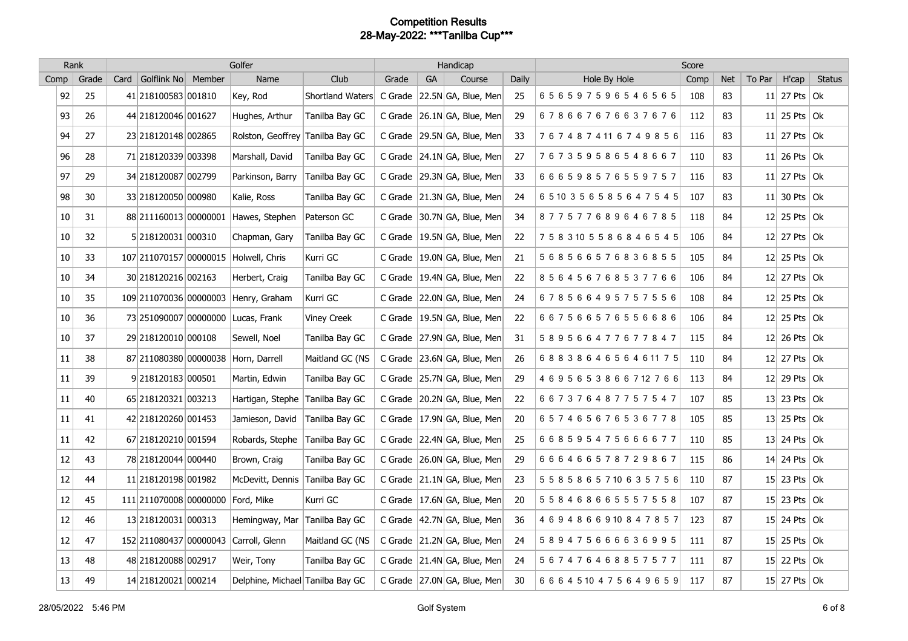# Competition Results

## 28-May-2022: ***Tanilba Cup***

| Rank | | Golfer | | | | | Handicap | | | | Score | | | | | |
|---|---|---|---|---|---|---|---|---|---|---|---|---|---|---|---|---|
| Comp | Grade | Card | Golflink No | Member | Name | Club | Grade | GA | Course | Daily | Hole By Hole | Comp | Net | To Par | H'cap | Status |
| 92 | 25 | 41 | 218100583 | 001810 | Key, Rod | Shortland Waters | C Grade | 22.5N | GA, Blue, Men | 25 | 6 5 6 5 9 7 5 9 6 5 4 6 5 6 5 | 108 | 83 | 11 | 27 Pts | Ok |
| 93 | 26 | 44 | 218120046 | 001627 | Hughes, Arthur | Tanilba Bay GC | C Grade | 26.1N | GA, Blue, Men | 29 | 6 7 8 6 6 7 6 7 6 6 3 7 6 7 6 | 112 | 83 | 11 | 25 Pts | Ok |
| 94 | 27 | 23 | 218120148 | 002865 | Rolston, Geoffrey | Tanilba Bay GC | C Grade | 29.5N | GA, Blue, Men | 33 | 7 6 7 4 8 7 4 11 6 7 4 9 8 5 6 | 116 | 83 | 11 | 27 Pts | Ok |
| 96 | 28 | 71 | 218120339 | 003398 | Marshall, David | Tanilba Bay GC | C Grade | 24.1N | GA, Blue, Men | 27 | 7 6 7 3 5 9 5 8 6 5 4 8 6 6 7 | 110 | 83 | 11 | 26 Pts | Ok |
| 97 | 29 | 34 | 218120087 | 002799 | Parkinson, Barry | Tanilba Bay GC | C Grade | 29.3N | GA, Blue, Men | 33 | 6 6 6 5 9 8 5 7 6 5 5 9 7 5 7 | 116 | 83 | 11 | 27 Pts | Ok |
| 98 | 30 | 33 | 218120050 | 000980 | Kalie, Ross | Tanilba Bay GC | C Grade | 21.3N | GA, Blue, Men | 24 | 6 5 10 3 5 6 5 8 5 6 4 7 5 4 5 | 107 | 83 | 11 | 30 Pts | Ok |
| 10 | 31 | 88 | 211160013 | 00000001 | Hawes, Stephen | Paterson GC | C Grade | 30.7N | GA, Blue, Men | 34 | 8 7 7 5 7 7 6 8 9 6 4 6 7 8 5 | 118 | 84 | 12 | 25 Pts | Ok |
| 10 | 32 | 5 | 218120031 | 000310 | Chapman, Gary | Tanilba Bay GC | C Grade | 19.5N | GA, Blue, Men | 22 | 7 5 8 3 10 5 5 8 6 8 4 6 5 4 5 | 106 | 84 | 12 | 27 Pts | Ok |
| 10 | 33 | 107 | 211070157 | 00000015 | Holwell, Chris | Kurri GC | C Grade | 19.0N | GA, Blue, Men | 21 | 5 6 8 5 6 6 5 7 6 8 3 6 8 5 5 | 105 | 84 | 12 | 25 Pts | Ok |
| 10 | 34 | 30 | 218120216 | 002163 | Herbert, Craig | Tanilba Bay GC | C Grade | 19.4N | GA, Blue, Men | 22 | 8 5 6 4 5 6 7 6 8 5 3 7 7 6 6 | 106 | 84 | 12 | 27 Pts | Ok |
| 10 | 35 | 109 | 211070036 | 00000003 | Henry, Graham | Kurri GC | C Grade | 22.0N | GA, Blue, Men | 24 | 6 7 8 5 6 6 4 9 5 7 5 7 5 5 6 | 108 | 84 | 12 | 25 Pts | Ok |
| 10 | 36 | 73 | 251090007 | 00000000 | Lucas, Frank | Viney Creek | C Grade | 19.5N | GA, Blue, Men | 22 | 6 6 7 5 6 6 5 7 6 5 5 6 6 8 6 | 106 | 84 | 12 | 25 Pts | Ok |
| 10 | 37 | 29 | 218120010 | 000108 | Sewell, Noel | Tanilba Bay GC | C Grade | 27.9N | GA, Blue, Men | 31 | 5 8 9 5 6 6 4 7 7 6 7 7 8 4 7 | 115 | 84 | 12 | 26 Pts | Ok |
| 11 | 38 | 87 | 211080380 | 00000038 | Horn, Darrell | Maitland GC (NS | C Grade | 23.6N | GA, Blue, Men | 26 | 6 8 8 3 8 6 4 6 5 6 4 6 11 7 5 | 110 | 84 | 12 | 27 Pts | Ok |
| 11 | 39 | 9 | 218120183 | 000501 | Martin, Edwin | Tanilba Bay GC | C Grade | 25.7N | GA, Blue, Men | 29 | 4 6 9 5 6 5 3 8 6 6 7 12 7 6 6 | 113 | 84 | 12 | 29 Pts | Ok |
| 11 | 40 | 65 | 218120321 | 003213 | Hartigan, Stephe | Tanilba Bay GC | C Grade | 20.2N | GA, Blue, Men | 22 | 6 6 7 3 7 6 4 8 7 7 5 7 5 4 7 | 107 | 85 | 13 | 23 Pts | Ok |
| 11 | 41 | 42 | 218120260 | 001453 | Jamieson, David | Tanilba Bay GC | C Grade | 17.9N | GA, Blue, Men | 20 | 6 5 7 4 6 5 6 7 6 5 3 6 7 7 8 | 105 | 85 | 13 | 25 Pts | Ok |
| 11 | 42 | 67 | 218120210 | 001594 | Robards, Stephe | Tanilba Bay GC | C Grade | 22.4N | GA, Blue, Men | 25 | 6 6 8 5 9 5 4 7 5 6 6 6 6 7 7 | 110 | 85 | 13 | 24 Pts | Ok |
| 12 | 43 | 78 | 218120044 | 000440 | Brown, Craig | Tanilba Bay GC | C Grade | 26.0N | GA, Blue, Men | 29 | 6 6 6 4 6 6 5 7 8 7 2 9 8 6 7 | 115 | 86 | 14 | 24 Pts | Ok |
| 12 | 44 | 11 | 218120198 | 001982 | McDevitt, Dennis | Tanilba Bay GC | C Grade | 21.1N | GA, Blue, Men | 23 | 5 5 8 5 8 6 5 7 10 6 3 5 7 5 6 | 110 | 87 | 15 | 23 Pts | Ok |
| 12 | 45 | 111 | 211070008 | 00000000 | Ford, Mike | Kurri GC | C Grade | 17.6N | GA, Blue, Men | 20 | 5 5 8 4 6 8 6 6 6 5 5 5 7 5 5 8 | 107 | 87 | 15 | 23 Pts | Ok |
| 12 | 46 | 13 | 218120031 | 000313 | Hemingway, Mar | Tanilba Bay GC | C Grade | 42.7N | GA, Blue, Men | 36 | 4 6 9 4 8 6 6 9 10 8 4 7 8 5 7 | 123 | 87 | 15 | 24 Pts | Ok |
| 12 | 47 | 152 | 211080437 | 00000043 | Carroll, Glenn | Maitland GC (NS | C Grade | 21.2N | GA, Blue, Men | 24 | 5 8 9 4 7 5 6 6 6 6 3 6 9 9 5 | 111 | 87 | 15 | 25 Pts | Ok |
| 13 | 48 | 48 | 218120088 | 002917 | Weir, Tony | Tanilba Bay GC | C Grade | 21.4N | GA, Blue, Men | 24 | 5 6 7 4 7 6 4 6 8 8 5 7 5 7 7 | 111 | 87 | 15 | 22 Pts | Ok |
| 13 | 49 | 14 | 218120021 | 000214 | Delphine, Michael | Tanilba Bay GC | C Grade | 27.0N | GA, Blue, Men | 30 | 6 6 6 4 5 10 4 7 5 6 4 9 6 5 9 | 117 | 87 | 15 | 27 Pts | Ok |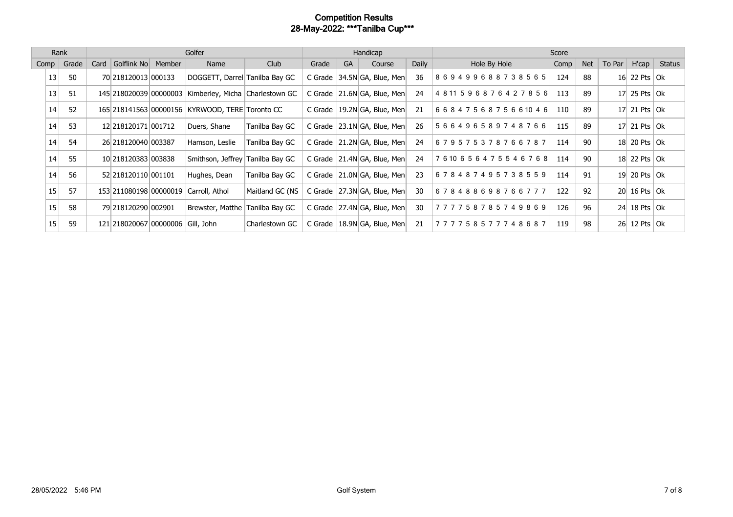# Competition Results
## 28-May-2022: ***Tanilba Cup***

| Rank | | Golfer | | | | | Handicap | | | | Score | | | | | |
|---|---|---|---|---|---|---|---|---|---|---|---|---|---|---|---|---|
| Comp | Grade | Card | Golflink No | Member | Name | Club | Grade | GA | Course | Daily | Hole By Hole | Comp | Net | To Par | H'cap | Status |
| 13 | 50 | 70 | 218120013 | 000133 | DOGGETT, Darrel | Tanilba Bay GC | C Grade | 34.5N | GA, Blue, Men | 36 | 8 6 9 4 9 9 6 8 8 7 3 8 5 6 5 | 124 | 88 | 16 | 22 Pts | Ok |
| 13 | 51 | 145 | 218020039 | 00000003 | Kimberley, Micha | Charlestown GC | C Grade | 21.6N | GA, Blue, Men | 24 | 4 8 11 5 9 6 8 7 6 4 2 7 8 5 6 | 113 | 89 | 17 | 25 Pts | Ok |
| 14 | 52 | 165 | 218141563 | 00000156 | KYRWOOD, TERE | Toronto CC | C Grade | 19.2N | GA, Blue, Men | 21 | 6 6 8 4 7 5 6 8 7 5 6 6 10 4 6 | 110 | 89 | 17 | 21 Pts | Ok |
| 14 | 53 | 12 | 218120171 | 001712 | Duers, Shane | Tanilba Bay GC | C Grade | 23.1N | GA, Blue, Men | 26 | 5 6 6 4 9 6 5 8 9 7 4 8 7 6 6 | 115 | 89 | 17 | 21 Pts | Ok |
| 14 | 54 | 26 | 218120040 | 003387 | Hamson, Leslie | Tanilba Bay GC | C Grade | 21.2N | GA, Blue, Men | 24 | 6 7 9 5 7 5 3 7 8 7 6 6 7 8 7 | 114 | 90 | 18 | 20 Pts | Ok |
| 14 | 55 | 10 | 218120383 | 003838 | Smithson, Jeffrey | Tanilba Bay GC | C Grade | 21.4N | GA, Blue, Men | 24 | 7 6 10 6 5 6 4 7 5 5 4 6 7 6 8 | 114 | 90 | 18 | 22 Pts | Ok |
| 14 | 56 | 52 | 218120110 | 001101 | Hughes, Dean | Tanilba Bay GC | C Grade | 21.0N | GA, Blue, Men | 23 | 6 7 8 4 8 7 4 9 5 7 3 8 5 5 9 | 114 | 91 | 19 | 20 Pts | Ok |
| 15 | 57 | 153 | 211080198 | 00000019 | Carroll, Athol | Maitland GC (NS | C Grade | 27.3N | GA, Blue, Men | 30 | 6 7 8 4 8 8 6 9 8 7 6 6 7 7 7 | 122 | 92 | 20 | 16 Pts | Ok |
| 15 | 58 | 79 | 218120290 | 002901 | Brewster, Matthe | Tanilba Bay GC | C Grade | 27.4N | GA, Blue, Men | 30 | 7 7 7 7 5 8 7 8 5 7 4 9 8 6 9 | 126 | 96 | 24 | 18 Pts | Ok |
| 15 | 59 | 121 | 218020067 | 00000006 | Gill, John | Charlestown GC | C Grade | 18.9N | GA, Blue, Men | 21 | 7 7 7 7 5 8 5 7 7 7 4 8 6 8 7 | 119 | 98 | 26 | 12 Pts | Ok |

28/05/2022 5:46 PM    Golf System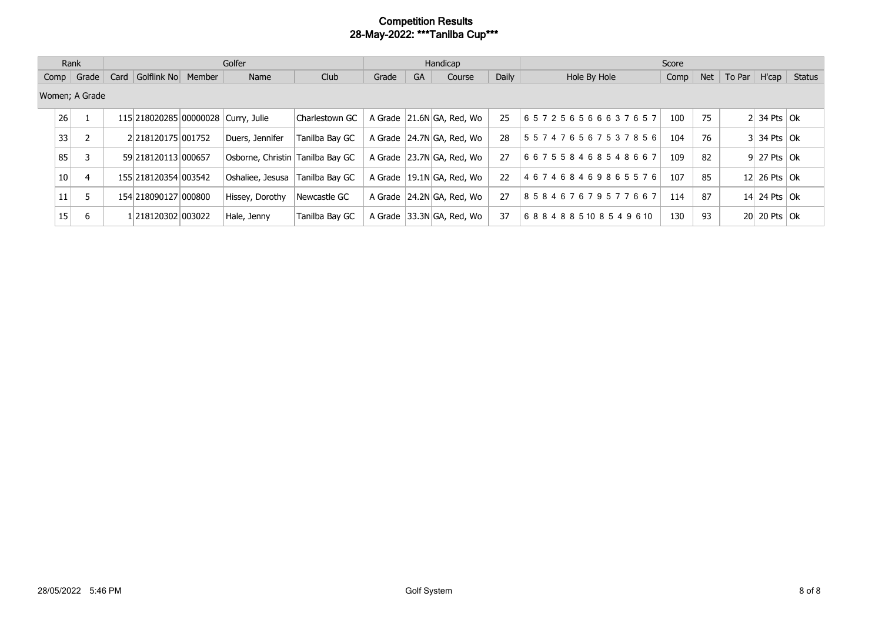# Competition Results
## 28-May-2022: ***Tanilba Cup***

| Rank | | Golfer | | | | | Handicap | | | | Score | | | | | |
|---|---|---|---|---|---|---|---|---|---|---|---|---|---|---|---|---|
| Comp | Grade | Card | Golflink No | Member | Name | Club | Grade | GA | Course | Daily | Hole By Hole | Comp | Net | To Par | H'cap | Status |
| Women; A Grade | | | | | | | | | | | | | | | | |
| 26 | 1 | 115 | 218020285 | 00000028 | Curry, Julie | Charlestown GC | A Grade | 21.6N | GA, Red, Wo | 25 | 6 5 7 2 5 6 5 6 6 6 3 7 6 5 7 | 100 | 75 | 2 | 34 Pts | Ok |
| 33 | 2 | 2 | 218120175 | 001752 | Duers, Jennifer | Tanilba Bay GC | A Grade | 24.7N | GA, Red, Wo | 28 | 5 5 7 4 7 6 5 6 7 5 3 7 8 5 6 | 104 | 76 | 3 | 34 Pts | Ok |
| 85 | 3 | 59 | 218120113 | 000657 | Osborne, Christin | Tanilba Bay GC | A Grade | 23.7N | GA, Red, Wo | 27 | 6 6 7 5 5 8 4 6 8 5 4 8 6 6 7 | 109 | 82 | 9 | 27 Pts | Ok |
| 10 | 4 | 155 | 218120354 | 003542 | Oshaliee, Jesusa | Tanilba Bay GC | A Grade | 19.1N | GA, Red, Wo | 22 | 4 6 7 4 6 8 4 6 9 8 6 5 5 7 6 | 107 | 85 | 12 | 26 Pts | Ok |
| 11 | 5 | 154 | 218090127 | 000800 | Hissey, Dorothy | Newcastle GC | A Grade | 24.2N | GA, Red, Wo | 27 | 8 5 8 4 6 7 6 7 9 5 7 7 6 6 7 | 114 | 87 | 14 | 24 Pts | Ok |
| 15 | 6 | 1 | 218120302 | 003022 | Hale, Jenny | Tanilba Bay GC | A Grade | 33.3N | GA, Red, Wo | 37 | 6 8 8 4 8 8 5 10 8 5 4 9 6 10 | 130 | 93 | 20 | 20 Pts | Ok |

28/05/2022 5:46 PM Golf System